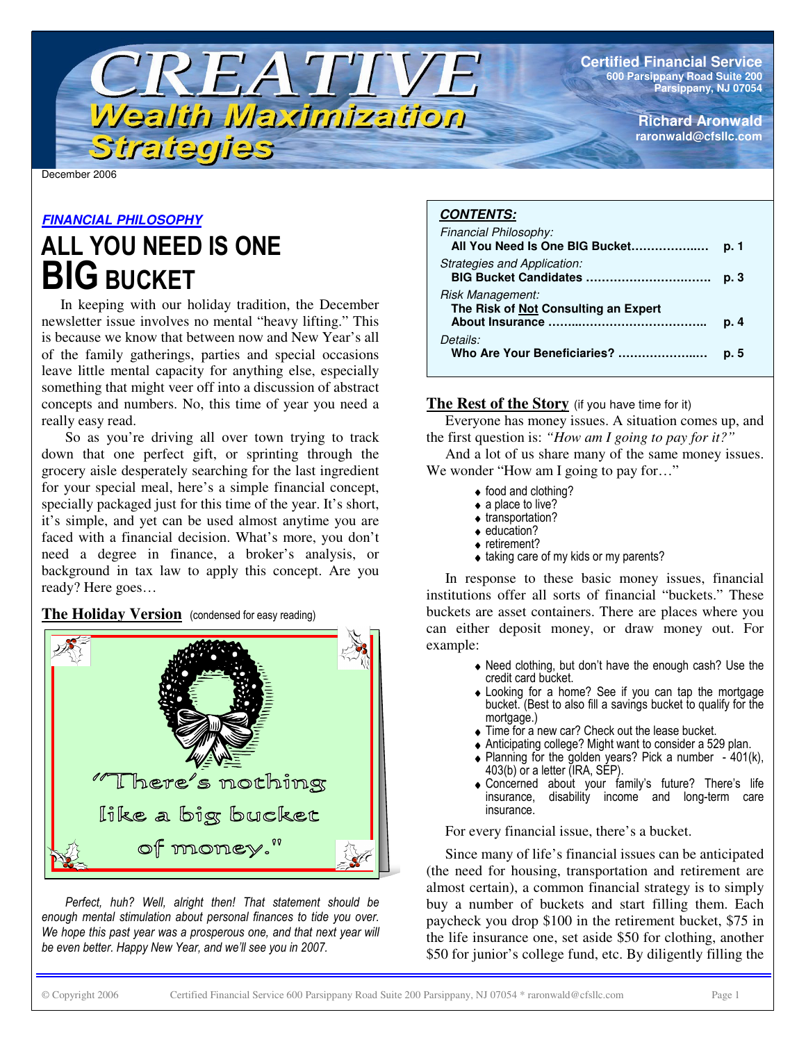# CREATIVE Wealth Maximization Strategies

**Certified Financial Service**
600 Parsippany Road Suite 200
Parsippany, NJ 07054

**Richard Aronwald**
raronwald@cfsllc.com

December 2006

***FINANCIAL PHILOSOPHY***

## ALL YOU NEED IS ONE BIG BUCKET

In keeping with our holiday tradition, the December newsletter issue involves no mental "heavy lifting." This is because we know that between now and New Year's all of the family gatherings, parties and special occasions leave little mental capacity for anything else, especially something that might veer off into a discussion of abstract concepts and numbers. No, this time of year you need a really easy read.

So as you're driving all over town trying to track down that one perfect gift, or sprinting through the grocery aisle desperately searching for the last ingredient for your special meal, here's a simple financial concept, specially packaged just for this time of the year. It's short, it's simple, and yet can be used almost anytime you are faced with a financial decision. What's more, you don't need a degree in finance, a broker's analysis, or background in tax law to apply this concept. Are you ready? Here goes…

### The Holiday Version (condensed for easy reading)

"There's nothing like a big bucket of money."

*Perfect, huh? Well, alright then! That statement should be enough mental stimulation about personal finances to tide you over. We hope this past year was a prosperous one, and that next year will be even better. Happy New Year, and we'll see you in 2007.*

***CONTENTS:***

*Financial Philosophy:*
**All You Need Is One BIG Bucket……………….. p. 1**

*Strategies and Application:*
**BIG Bucket Candidates ………………………….. p. 3**

*Risk Management:*
**The Risk of Not Consulting an Expert About Insurance …………………………………. p. 4**

*Details:*
**Who Are Your Beneficiaries? ………………….. p. 5**

### The Rest of the Story (if you have time for it)

Everyone has money issues. A situation comes up, and the first question is: *"How am I going to pay for it?"*

And a lot of us share many of the same money issues. We wonder "How am I going to pay for…"

- food and clothing?
- a place to live?
- transportation?
- education?
- retirement?
- taking care of my kids or my parents?

In response to these basic money issues, financial institutions offer all sorts of financial "buckets." These buckets are asset containers. There are places where you can either deposit money, or draw money out. For example:

- Need clothing, but don't have the enough cash? Use the credit card bucket.
- Looking for a home? See if you can tap the mortgage bucket. (Best to also fill a savings bucket to qualify for the mortgage.)
- Time for a new car? Check out the lease bucket.
- Anticipating college? Might want to consider a 529 plan.
- Planning for the golden years? Pick a number - 401(k), 403(b) or a letter (IRA, SEP).
- Concerned about your family's future? There's life insurance, disability income and long-term care insurance.

For every financial issue, there's a bucket.

Since many of life's financial issues can be anticipated (the need for housing, transportation and retirement are almost certain), a common financial strategy is to simply buy a number of buckets and start filling them. Each paycheck you drop $100 in the retirement bucket, $75 in the life insurance one, set aside $50 for clothing, another $50 for junior's college fund, etc. By diligently filling the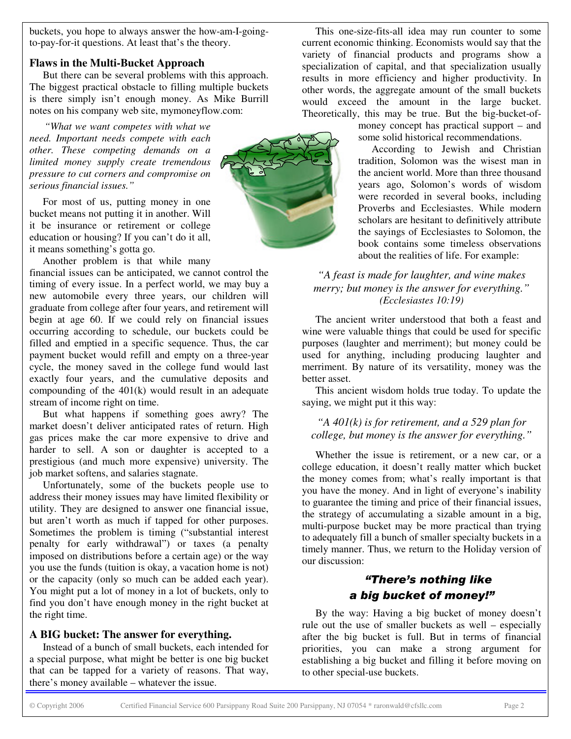buckets, you hope to always answer the how-am-I-going-to-pay-for-it questions. At least that's the theory.

### Flaws in the Multi-Bucket Approach

But there can be several problems with this approach. The biggest practical obstacle to filling multiple buckets is there simply isn't enough money. As Mike Burrill notes on his company web site, mymoneyflow.com:

*"What we want competes with what we need. Important needs compete with each other. These competing demands on a limited money supply create tremendous pressure to cut corners and compromise on serious financial issues."*

For most of us, putting money in one bucket means not putting it in another. Will it be insurance or retirement or college education or housing? If you can't do it all, it means something's gotta go.

Another problem is that while many financial issues can be anticipated, we cannot control the timing of every issue. In a perfect world, we may buy a new automobile every three years, our children will graduate from college after four years, and retirement will begin at age 60. If we could rely on financial issues occurring according to schedule, our buckets could be filled and emptied in a specific sequence. Thus, the car payment bucket would refill and empty on a three-year cycle, the money saved in the college fund would last exactly four years, and the cumulative deposits and compounding of the 401(k) would result in an adequate stream of income right on time.

But what happens if something goes awry? The market doesn't deliver anticipated rates of return. High gas prices make the car more expensive to drive and harder to sell. A son or daughter is accepted to a prestigious (and much more expensive) university. The job market softens, and salaries stagnate.

Unfortunately, some of the buckets people use to address their money issues may have limited flexibility or utility. They are designed to answer one financial issue, but aren't worth as much if tapped for other purposes. Sometimes the problem is timing ("substantial interest penalty for early withdrawal") or taxes (a penalty imposed on distributions before a certain age) or the way you use the funds (tuition is okay, a vacation home is not) or the capacity (only so much can be added each year). You might put a lot of money in a lot of buckets, only to find you don't have enough money in the right bucket at the right time.

### A BIG bucket: The answer for everything.

Instead of a bunch of small buckets, each intended for a special purpose, what might be better is one big bucket that can be tapped for a variety of reasons. That way, there's money available – whatever the issue.

This one-size-fits-all idea may run counter to some current economic thinking. Economists would say that the variety of financial products and programs show a specialization of capital, and that specialization usually results in more efficiency and higher productivity. In other words, the aggregate amount of the small buckets would exceed the amount in the large bucket. Theoretically, this may be true. But the big-bucket-of-money concept has practical support – and some solid historical recommendations.

According to Jewish and Christian tradition, Solomon was the wisest man in the ancient world. More than three thousand years ago, Solomon's words of wisdom were recorded in several books, including Proverbs and Ecclesiastes. While modern scholars are hesitant to definitively attribute the sayings of Ecclesiastes to Solomon, the book contains some timeless observations about the realities of life. For example:

*"A feast is made for laughter, and wine makes merry; but money is the answer for everything." (Ecclesiastes 10:19)*

The ancient writer understood that both a feast and wine were valuable things that could be used for specific purposes (laughter and merriment); but money could be used for anything, including producing laughter and merriment. By nature of its versatility, money was the better asset.

This ancient wisdom holds true today. To update the saying, we might put it this way:

*"A 401(k) is for retirement, and a 529 plan for college, but money is the answer for everything."*

Whether the issue is retirement, or a new car, or a college education, it doesn't really matter which bucket the money comes from; what's really important is that you have the money. And in light of everyone's inability to guarantee the timing and price of their financial issues, the strategy of accumulating a sizable amount in a big, multi-purpose bucket may be more practical than trying to adequately fill a bunch of smaller specialty buckets in a timely manner. Thus, we return to the Holiday version of our discussion:

***"There's nothing like a big bucket of money!"***

By the way: Having a big bucket of money doesn't rule out the use of smaller buckets as well – especially after the big bucket is full. But in terms of financial priorities, you can make a strong argument for establishing a big bucket and filling it before moving on to other special-use buckets.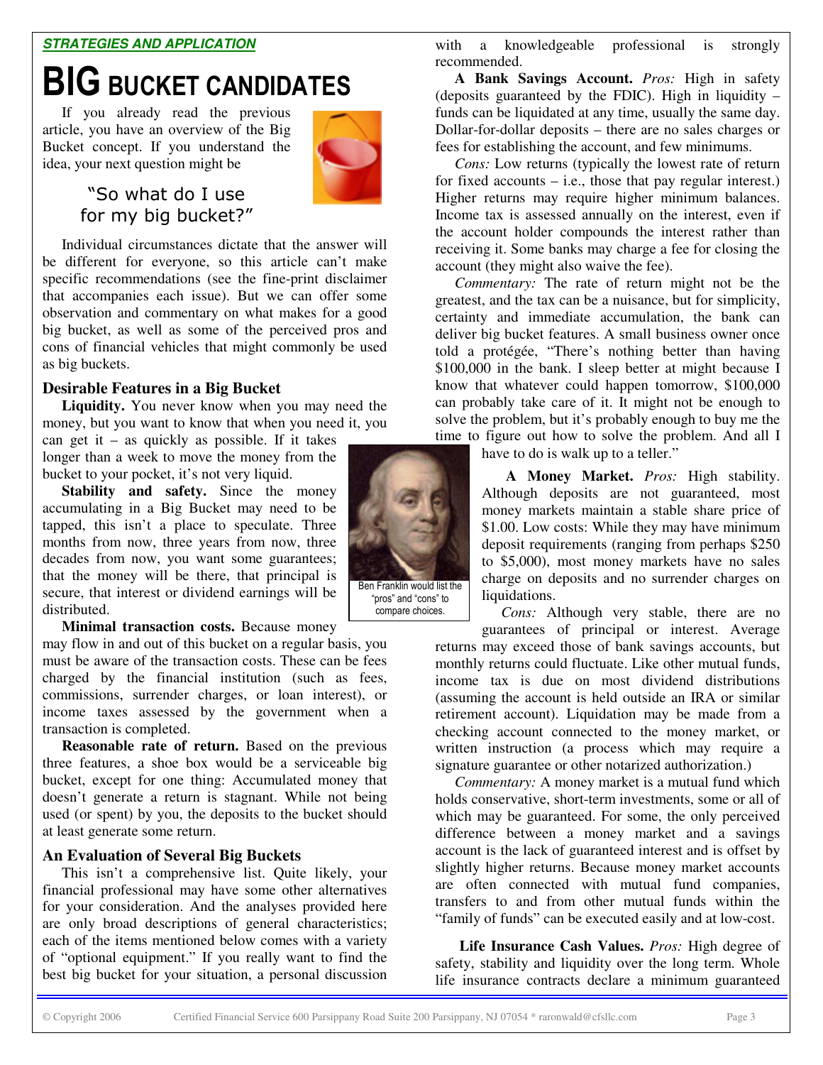**STRATEGIES AND APPLICATION**

# BIG BUCKET CANDIDATES

If you already read the previous article, you have an overview of the Big Bucket concept. If you understand the idea, your next question might be

> "So what do I use for my big bucket?"

Individual circumstances dictate that the answer will be different for everyone, so this article can't make specific recommendations (see the fine-print disclaimer that accompanies each issue). But we can offer some observation and commentary on what makes for a good big bucket, as well as some of the perceived pros and cons of financial vehicles that might commonly be used as big buckets.

## Desirable Features in a Big Bucket

**Liquidity.** You never know when you may need the money, but you want to know that when you need it, you can get it – as quickly as possible. If it takes longer than a week to move the money from the bucket to your pocket, it's not very liquid.

**Stability and safety.** Since the money accumulating in a Big Bucket may need to be tapped, this isn't a place to speculate. Three months from now, three years from now, three decades from now, you want some guarantees; that the money will be there, that principal is secure, that interest or dividend earnings will be distributed.

**Minimal transaction costs.** Because money may flow in and out of this bucket on a regular basis, you must be aware of the transaction costs. These can be fees charged by the financial institution (such as fees, commissions, surrender charges, or loan interest), or income taxes assessed by the government when a transaction is completed.

**Reasonable rate of return.** Based on the previous three features, a shoe box would be a serviceable big bucket, except for one thing: Accumulated money that doesn't generate a return is stagnant. While not being used (or spent) by you, the deposits to the bucket should at least generate some return.

## An Evaluation of Several Big Buckets

This isn't a comprehensive list. Quite likely, your financial professional may have some other alternatives for your consideration. And the analyses provided here are only broad descriptions of general characteristics; each of the items mentioned below comes with a variety of "optional equipment." If you really want to find the best big bucket for your situation, a personal discussion with a knowledgeable professional is strongly recommended.

**A Bank Savings Account.** *Pros:* High in safety (deposits guaranteed by the FDIC). High in liquidity – funds can be liquidated at any time, usually the same day. Dollar-for-dollar deposits – there are no sales charges or fees for establishing the account, and few minimums.

*Cons:* Low returns (typically the lowest rate of return for fixed accounts – i.e., those that pay regular interest.) Higher returns may require higher minimum balances. Income tax is assessed annually on the interest, even if the account holder compounds the interest rather than receiving it. Some banks may charge a fee for closing the account (they might also waive the fee).

*Commentary:* The rate of return might not be the greatest, and the tax can be a nuisance, but for simplicity, certainty and immediate accumulation, the bank can deliver big bucket features. A small business owner once told a protégée, "There's nothing better than having $100,000 in the bank. I sleep better at might because I know that whatever could happen tomorrow, $100,000 can probably take care of it. It might not be enough to solve the problem, but it's probably enough to buy me the time to figure out how to solve the problem. And all I have to do is walk up to a teller."

Ben Franklin would list the "pros" and "cons" to compare choices.

**A Money Market.** *Pros:* High stability. Although deposits are not guaranteed, most money markets maintain a stable share price of $1.00. Low costs: While they may have minimum deposit requirements (ranging from perhaps $250 to $5,000), most money markets have no sales charge on deposits and no surrender charges on liquidations.

*Cons:* Although very stable, there are no guarantees of principal or interest. Average returns may exceed those of bank savings accounts, but monthly returns could fluctuate. Like other mutual funds, income tax is due on most dividend distributions (assuming the account is held outside an IRA or similar retirement account). Liquidation may be made from a checking account connected to the money market, or written instruction (a process which may require a signature guarantee or other notarized authorization.)

*Commentary:* A money market is a mutual fund which holds conservative, short-term investments, some or all of which may be guaranteed. For some, the only perceived difference between a money market and a savings account is the lack of guaranteed interest and is offset by slightly higher returns. Because money market accounts are often connected with mutual fund companies, transfers to and from other mutual funds within the "family of funds" can be executed easily and at low-cost.

**Life Insurance Cash Values.** *Pros:* High degree of safety, stability and liquidity over the long term. Whole life insurance contracts declare a minimum guaranteed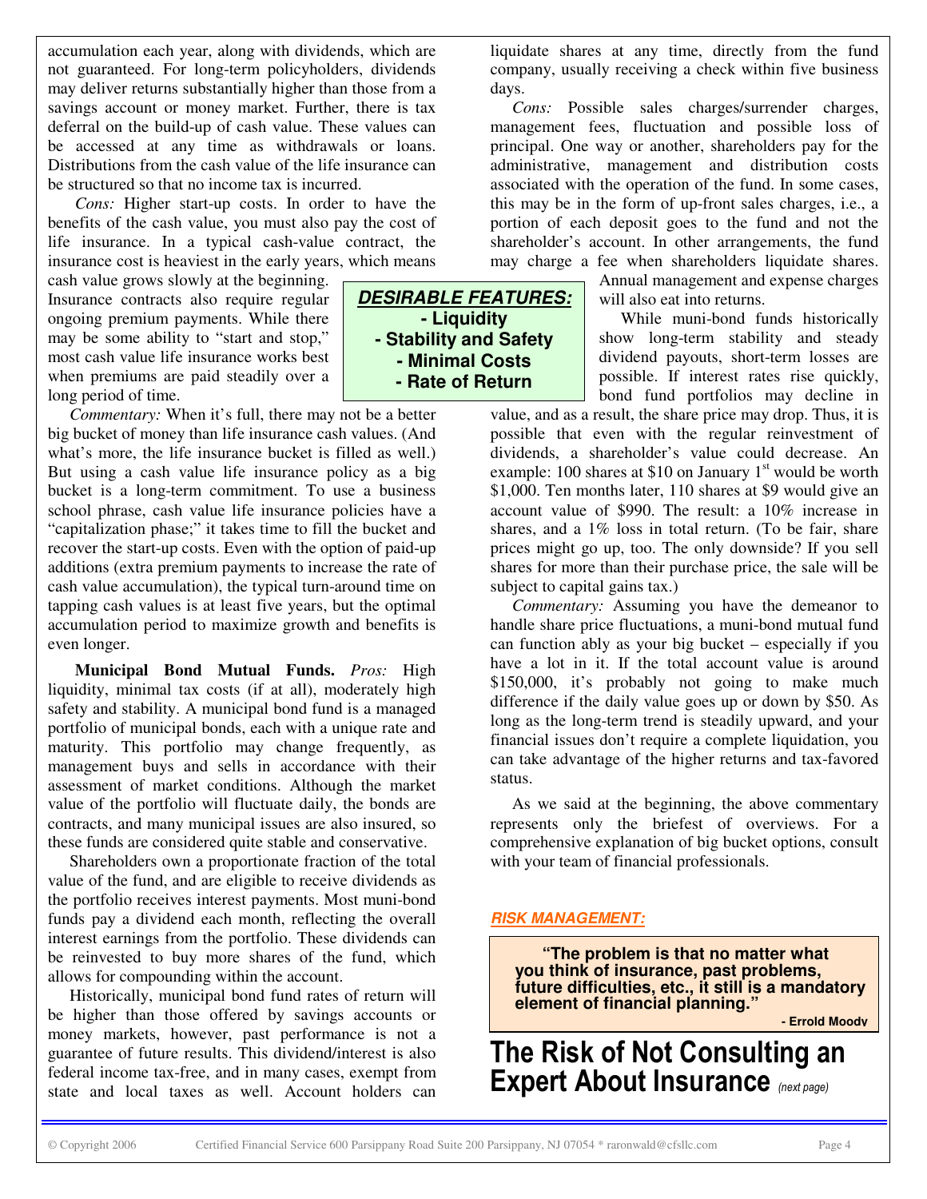accumulation each year, along with dividends, which are not guaranteed. For long-term policyholders, dividends may deliver returns substantially higher than those from a savings account or money market. Further, there is tax deferral on the build-up of cash value. These values can be accessed at any time as withdrawals or loans. Distributions from the cash value of the life insurance can be structured so that no income tax is incurred.

*Cons:* Higher start-up costs. In order to have the benefits of the cash value, you must also pay the cost of life insurance. In a typical cash-value contract, the insurance cost is heaviest in the early years, which means cash value grows slowly at the beginning. Insurance contracts also require regular ongoing premium payments. While there may be some ability to "start and stop," most cash value life insurance works best when premiums are paid steadily over a long period of time.

***DESIRABLE FEATURES:***
**- Liquidity**
**- Stability and Safety**
**- Minimal Costs**
**- Rate of Return**

*Commentary:* When it's full, there may not be a better big bucket of money than life insurance cash values. (And what's more, the life insurance bucket is filled as well.) But using a cash value life insurance policy as a big bucket is a long-term commitment. To use a business school phrase, cash value life insurance policies have a "capitalization phase;" it takes time to fill the bucket and recover the start-up costs. Even with the option of paid-up additions (extra premium payments to increase the rate of cash value accumulation), the typical turn-around time on tapping cash values is at least five years, but the optimal accumulation period to maximize growth and benefits is even longer.

**Municipal Bond Mutual Funds.** *Pros:* High liquidity, minimal tax costs (if at all), moderately high safety and stability. A municipal bond fund is a managed portfolio of municipal bonds, each with a unique rate and maturity. This portfolio may change frequently, as management buys and sells in accordance with their assessment of market conditions. Although the market value of the portfolio will fluctuate daily, the bonds are contracts, and many municipal issues are also insured, so these funds are considered quite stable and conservative.

Shareholders own a proportionate fraction of the total value of the fund, and are eligible to receive dividends as the portfolio receives interest payments. Most muni-bond funds pay a dividend each month, reflecting the overall interest earnings from the portfolio. These dividends can be reinvested to buy more shares of the fund, which allows for compounding within the account.

Historically, municipal bond fund rates of return will be higher than those offered by savings accounts or money markets, however, past performance is not a guarantee of future results. This dividend/interest is also federal income tax-free, and in many cases, exempt from state and local taxes as well. Account holders can liquidate shares at any time, directly from the fund company, usually receiving a check within five business days.

*Cons:* Possible sales charges/surrender charges, management fees, fluctuation and possible loss of principal. One way or another, shareholders pay for the administrative, management and distribution costs associated with the operation of the fund. In some cases, this may be in the form of up-front sales charges, i.e., a portion of each deposit goes to the fund and not the shareholder's account. In other arrangements, the fund may charge a fee when shareholders liquidate shares. Annual management and expense charges will also eat into returns.

While muni-bond funds historically show long-term stability and steady dividend payouts, short-term losses are possible. If interest rates rise quickly, bond fund portfolios may decline in value, and as a result, the share price may drop. Thus, it is possible that even with the regular reinvestment of dividends, a shareholder's value could decrease. An example: 100 shares at $10 on January 1st would be worth $1,000. Ten months later, 110 shares at $9 would give an account value of $990. The result: a 10% increase in shares, and a 1% loss in total return. (To be fair, share prices might go up, too. The only downside? If you sell shares for more than their purchase price, the sale will be subject to capital gains tax.)

*Commentary:* Assuming you have the demeanor to handle share price fluctuations, a muni-bond mutual fund can function ably as your big bucket – especially if you have a lot in it. If the total account value is around $150,000, it's probably not going to make much difference if the daily value goes up or down by $50. As long as the long-term trend is steadily upward, and your financial issues don't require a complete liquidation, you can take advantage of the higher returns and tax-favored status.

As we said at the beginning, the above commentary represents only the briefest of overviews. For a comprehensive explanation of big bucket options, consult with your team of financial professionals.

***RISK MANAGEMENT:***

> **"The problem is that no matter what you think of insurance, past problems, future difficulties, etc., it still is a mandatory element of financial planning."**
>
> **- Errold Moody**

# The Risk of Not Consulting an Expert About Insurance *(next page)*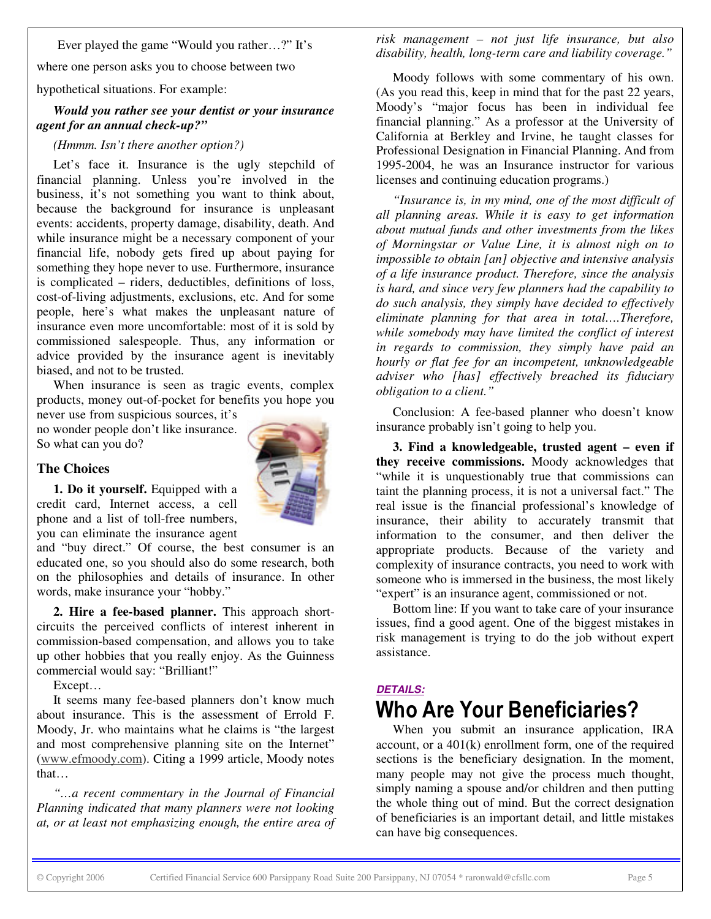Ever played the game "Would you rather…?" It's where one person asks you to choose between two hypothetical situations. For example:

***Would you rather see your dentist or your insurance agent for an annual check-up?"***

*(Hmmm. Isn't there another option?)*

Let's face it. Insurance is the ugly stepchild of financial planning. Unless you're involved in the business, it's not something you want to think about, because the background for insurance is unpleasant events: accidents, property damage, disability, death. And while insurance might be a necessary component of your financial life, nobody gets fired up about paying for something they hope never to use. Furthermore, insurance is complicated – riders, deductibles, definitions of loss, cost-of-living adjustments, exclusions, etc. And for some people, here's what makes the unpleasant nature of insurance even more uncomfortable: most of it is sold by commissioned salespeople. Thus, any information or advice provided by the insurance agent is inevitably biased, and not to be trusted.

When insurance is seen as tragic events, complex products, money out-of-pocket for benefits you hope you never use from suspicious sources, it's no wonder people don't like insurance. So what can you do?

### The Choices

**1. Do it yourself.** Equipped with a credit card, Internet access, a cell phone and a list of toll-free numbers, you can eliminate the insurance agent and "buy direct." Of course, the best consumer is an educated one, so you should also do some research, both on the philosophies and details of insurance. In other words, make insurance your "hobby."

**2. Hire a fee-based planner.** This approach short-circuits the perceived conflicts of interest inherent in commission-based compensation, and allows you to take up other hobbies that you really enjoy. As the Guinness commercial would say: "Brilliant!"

Except…

It seems many fee-based planners don't know much about insurance. This is the assessment of Errold F. Moody, Jr. who maintains what he claims is "the largest and most comprehensive planning site on the Internet" (www.efmoody.com). Citing a 1999 article, Moody notes that…

*"…a recent commentary in the Journal of Financial Planning indicated that many planners were not looking at, or at least not emphasizing enough, the entire area of risk management – not just life insurance, but also disability, health, long-term care and liability coverage."*

Moody follows with some commentary of his own. (As you read this, keep in mind that for the past 22 years, Moody's "major focus has been in individual fee financial planning." As a professor at the University of California at Berkley and Irvine, he taught classes for Professional Designation in Financial Planning. And from 1995-2004, he was an Insurance instructor for various licenses and continuing education programs.)

*"Insurance is, in my mind, one of the most difficult of all planning areas. While it is easy to get information about mutual funds and other investments from the likes of Morningstar or Value Line, it is almost nigh on to impossible to obtain [an] objective and intensive analysis of a life insurance product. Therefore, since the analysis is hard, and since very few planners had the capability to do such analysis, they simply have decided to effectively eliminate planning for that area in total….Therefore, while somebody may have limited the conflict of interest in regards to commission, they simply have paid an hourly or flat fee for an incompetent, unknowledgeable adviser who [has] effectively breached its fiduciary obligation to a client."*

Conclusion: A fee-based planner who doesn't know insurance probably isn't going to help you.

**3. Find a knowledgeable, trusted agent – even if they receive commissions.** Moody acknowledges that "while it is unquestionably true that commissions can taint the planning process, it is not a universal fact." The real issue is the financial professional's knowledge of insurance, their ability to accurately transmit that information to the consumer, and then deliver the appropriate products. Because of the variety and complexity of insurance contracts, you need to work with someone who is immersed in the business, the most likely "expert" is an insurance agent, commissioned or not.

Bottom line: If you want to take care of your insurance issues, find a good agent. One of the biggest mistakes in risk management is trying to do the job without expert assistance.

***DETAILS:***

## Who Are Your Beneficiaries?

When you submit an insurance application, IRA account, or a 401(k) enrollment form, one of the required sections is the beneficiary designation. In the moment, many people may not give the process much thought, simply naming a spouse and/or children and then putting the whole thing out of mind. But the correct designation of beneficiaries is an important detail, and little mistakes can have big consequences.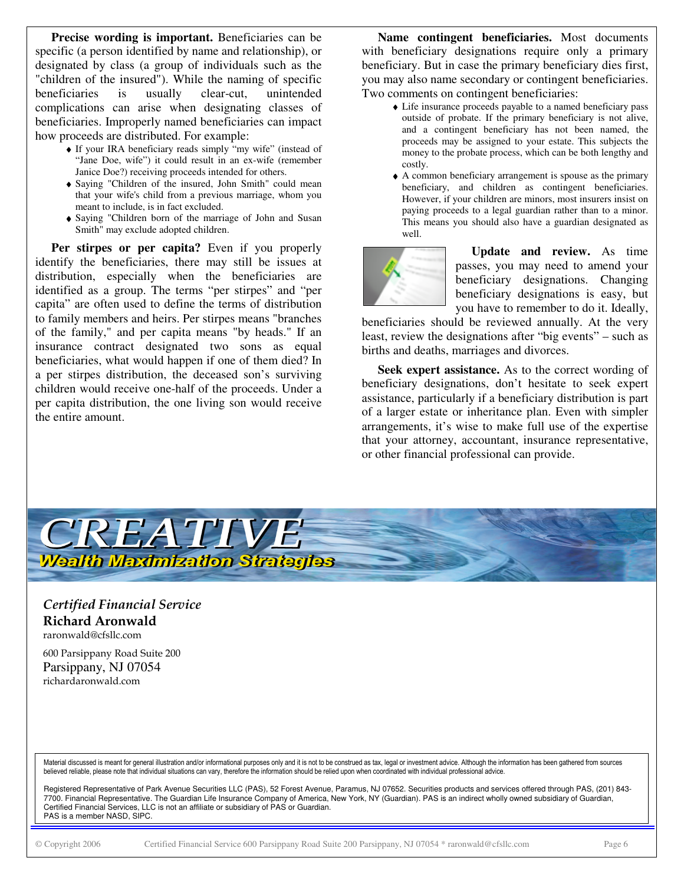**Precise wording is important.** Beneficiaries can be specific (a person identified by name and relationship), or designated by class (a group of individuals such as the "children of the insured"). While the naming of specific beneficiaries is usually clear-cut, unintended complications can arise when designating classes of beneficiaries. Improperly named beneficiaries can impact how proceeds are distributed. For example:

- If your IRA beneficiary reads simply "my wife" (instead of "Jane Doe, wife") it could result in an ex-wife (remember Janice Doe?) receiving proceeds intended for others.
- Saying "Children of the insured, John Smith" could mean that your wife's child from a previous marriage, whom you meant to include, is in fact excluded.
- Saying "Children born of the marriage of John and Susan Smith" may exclude adopted children.

**Per stirpes or per capita?** Even if you properly identify the beneficiaries, there may still be issues at distribution, especially when the beneficiaries are identified as a group. The terms "per stirpes" and "per capita" are often used to define the terms of distribution to family members and heirs. Per stirpes means "branches of the family," and per capita means "by heads." If an insurance contract designated two sons as equal beneficiaries, what would happen if one of them died? In a per stirpes distribution, the deceased son's surviving children would receive one-half of the proceeds. Under a per capita distribution, the one living son would receive the entire amount.

**Name contingent beneficiaries.** Most documents with beneficiary designations require only a primary beneficiary. But in case the primary beneficiary dies first, you may also name secondary or contingent beneficiaries. Two comments on contingent beneficiaries:

- Life insurance proceeds payable to a named beneficiary pass outside of probate. If the primary beneficiary is not alive, and a contingent beneficiary has not been named, the proceeds may be assigned to your estate. This subjects the money to the probate process, which can be both lengthy and costly.
- A common beneficiary arrangement is spouse as the primary beneficiary, and children as contingent beneficiaries. However, if your children are minors, most insurers insist on paying proceeds to a legal guardian rather than to a minor. This means you should also have a guardian designated as well.

**Update and review.** As time passes, you may need to amend your beneficiary designations. Changing beneficiary designations is easy, but you have to remember to do it. Ideally, beneficiaries should be reviewed annually. At the very least, review the designations after "big events" – such as births and deaths, marriages and divorces.

**Seek expert assistance.** As to the correct wording of beneficiary designations, don't hesitate to seek expert assistance, particularly if a beneficiary distribution is part of a larger estate or inheritance plan. Even with simpler arrangements, it's wise to make full use of the expertise that your attorney, accountant, insurance representative, or other financial professional can provide.

# CREATIVE

## Wealth Maximization Strategies

*Certified Financial Service*
**Richard Aronwald**
raronwald@cfsllc.com

600 Parsippany Road Suite 200
Parsippany, NJ 07054
richardaronwald.com

Material discussed is meant for general illustration and/or informational purposes only and it is not to be construed as tax, legal or investment advice. Although the information has been gathered from sources believed reliable, please note that individual situations can vary, therefore the information should be relied upon when coordinated with individual professional advice.

Registered Representative of Park Avenue Securities LLC (PAS), 52 Forest Avenue, Paramus, NJ 07652. Securities products and services offered through PAS, (201) 843-7700. Financial Representative. The Guardian Life Insurance Company of America, New York, NY (Guardian). PAS is an indirect wholly owned subsidiary of Guardian, Certified Financial Services, LLC is not an affiliate or subsidiary of PAS or Guardian.
PAS is a member NASD, SIPC.